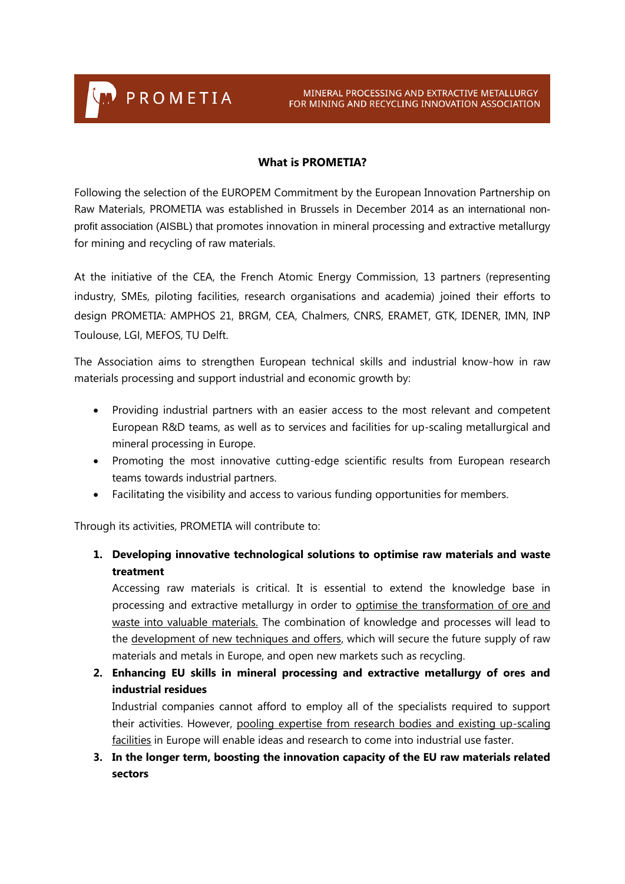PROMETIA

MINERAL PROCESSING AND EXTRACTIVE METALLURGY FOR MINING AND RECYCLING INNOVATION ASSOCIATION

## What is PROMETIA?

Following the selection of the EUROPEM Commitment by the European Innovation Partnership on Raw Materials, PROMETIA was established in Brussels in December 2014 as an international non-profit association (AISBL) that promotes innovation in mineral processing and extractive metallurgy for mining and recycling of raw materials.

At the initiative of the CEA, the French Atomic Energy Commission, 13 partners (representing industry, SMEs, piloting facilities, research organisations and academia) joined their efforts to design PROMETIA: AMPHOS 21, BRGM, CEA, Chalmers, CNRS, ERAMET, GTK, IDENER, IMN, INP Toulouse, LGI, MEFOS, TU Delft.

The Association aims to strengthen European technical skills and industrial know-how in raw materials processing and support industrial and economic growth by:

- Providing industrial partners with an easier access to the most relevant and competent European R&D teams, as well as to services and facilities for up-scaling metallurgical and mineral processing in Europe.
- Promoting the most innovative cutting-edge scientific results from European research teams towards industrial partners.
- Facilitating the visibility and access to various funding opportunities for members.

Through its activities, PROMETIA will contribute to:

1. **Developing innovative technological solutions to optimise raw materials and waste treatment**
   Accessing raw materials is critical. It is essential to extend the knowledge base in processing and extractive metallurgy in order to optimise the transformation of ore and waste into valuable materials. The combination of knowledge and processes will lead to the development of new techniques and offers, which will secure the future supply of raw materials and metals in Europe, and open new markets such as recycling.
2. **Enhancing EU skills in mineral processing and extractive metallurgy of ores and industrial residues**
   Industrial companies cannot afford to employ all of the specialists required to support their activities. However, pooling expertise from research bodies and existing up-scaling facilities in Europe will enable ideas and research to come into industrial use faster.
3. **In the longer term, boosting the innovation capacity of the EU raw materials related sectors**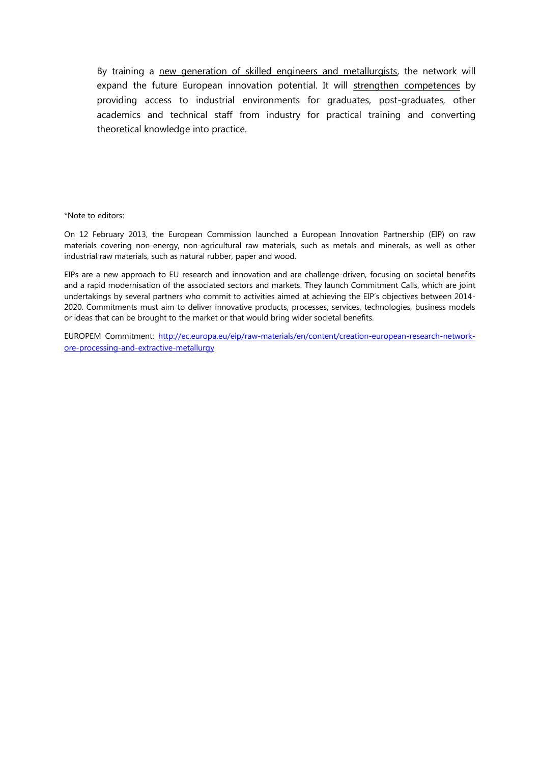By training a new generation of skilled engineers and metallurgists, the network will expand the future European innovation potential. It will strengthen competences by providing access to industrial environments for graduates, post-graduates, other academics and technical staff from industry for practical training and converting theoretical knowledge into practice.

*Note to editors:

On 12 February 2013, the European Commission launched a European Innovation Partnership (EIP) on raw materials covering non-energy, non-agricultural raw materials, such as metals and minerals, as well as other industrial raw materials, such as natural rubber, paper and wood.

EIPs are a new approach to EU research and innovation and are challenge-driven, focusing on societal benefits and a rapid modernisation of the associated sectors and markets. They launch Commitment Calls, which are joint undertakings by several partners who commit to activities aimed at achieving the EIP's objectives between 2014-2020. Commitments must aim to deliver innovative products, processes, services, technologies, business models or ideas that can be brought to the market or that would bring wider societal benefits.

EUROPEM Commitment: [http://ec.europa.eu/eip/raw-materials/en/content/creation-european-research-network-ore-processing-and-extractive-metallurgy](http://ec.europa.eu/eip/raw-materials/en/content/creation-european-research-network-ore-processing-and-extractive-metallurgy)